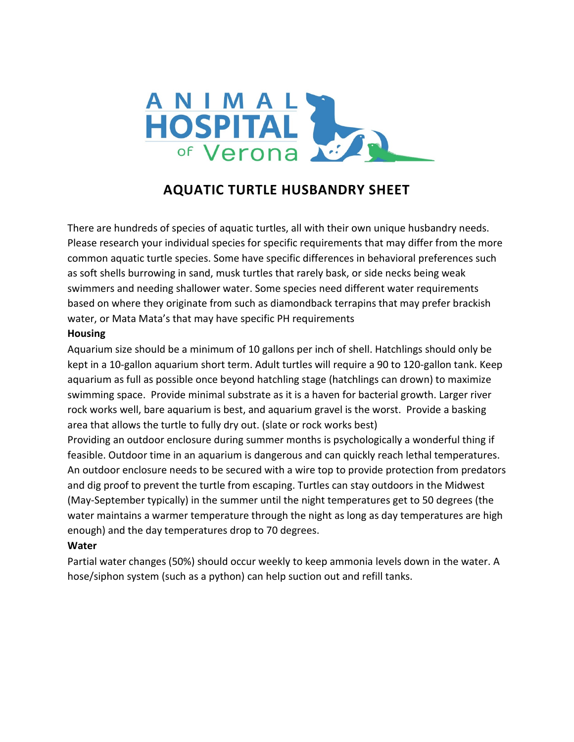# AQUATIC TURTLE HUSBANDRY SHEET

There are hundreds of species of aquatic turtles, all with their own unique husbandry needs. Please research your individual species for specific requirements that may differ from the more common aquatic turtle species. Some have specific differences in behavioral preferences such as soft shells burrowing in sand, musk turtles that rarely bask, or side necks being weak swimmers and needing shallower water. Some species need different water requirements based on where they originate from such as diamondback terrapins that may prefer brackish water, or Mata Mata's that may have specific PH requirements

**Housing**

Aquarium size should be a minimum of 10 gallons per inch of shell. Hatchlings should only be kept in a 10-gallon aquarium short term. Adult turtles will require a 90 to 120-gallon tank. Keep aquarium as full as possible once beyond hatchling stage (hatchlings can drown) to maximize swimming space. Provide minimal substrate as it is a haven for bacterial growth. Larger river rock works well, bare aquarium is best, and aquarium gravel is the worst. Provide a basking area that allows the turtle to fully dry out. (slate or rock works best)

Providing an outdoor enclosure during summer months is psychologically a wonderful thing if feasible. Outdoor time in an aquarium is dangerous and can quickly reach lethal temperatures. An outdoor enclosure needs to be secured with a wire top to provide protection from predators and dig proof to prevent the turtle from escaping. Turtles can stay outdoors in the Midwest (May-September typically) in the summer until the night temperatures get to 50 degrees (the water maintains a warmer temperature through the night as long as day temperatures are high enough) and the day temperatures drop to 70 degrees.

**Water**

Partial water changes (50%) should occur weekly to keep ammonia levels down in the water. A hose/siphon system (such as a python) can help suction out and refill tanks.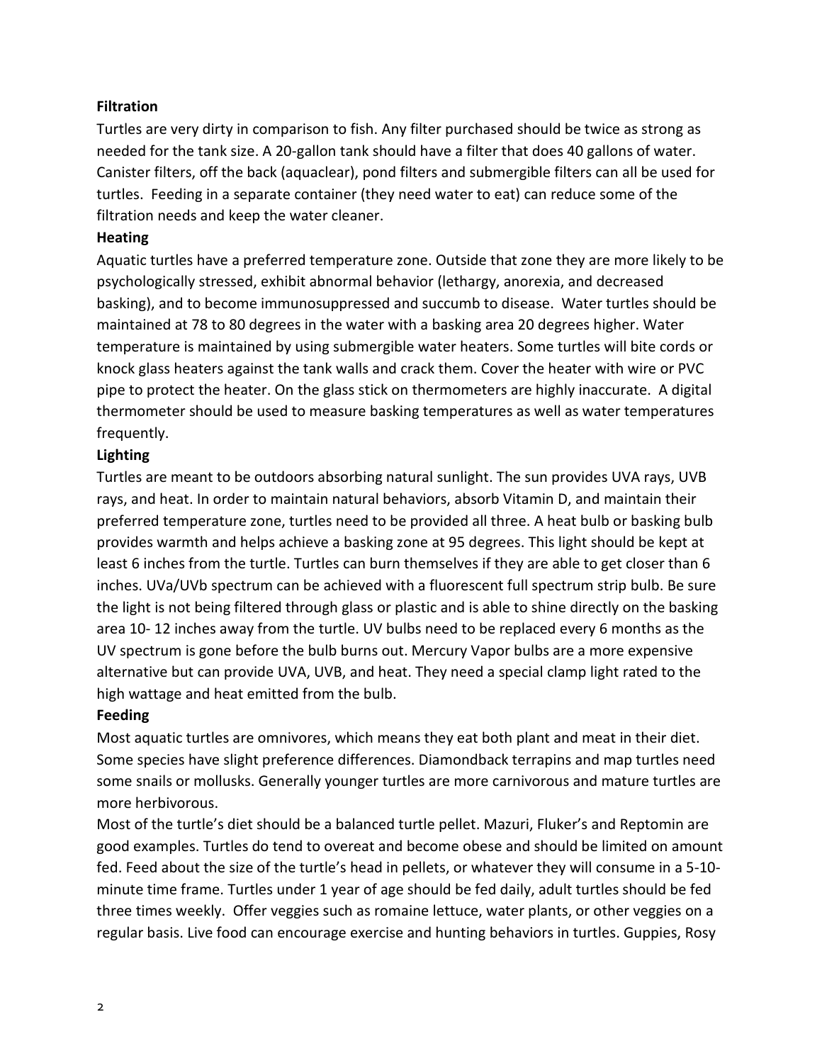**Filtration**

Turtles are very dirty in comparison to fish. Any filter purchased should be twice as strong as needed for the tank size. A 20-gallon tank should have a filter that does 40 gallons of water. Canister filters, off the back (aquaclear), pond filters and submergible filters can all be used for turtles. Feeding in a separate container (they need water to eat) can reduce some of the filtration needs and keep the water cleaner.

**Heating**

Aquatic turtles have a preferred temperature zone. Outside that zone they are more likely to be psychologically stressed, exhibit abnormal behavior (lethargy, anorexia, and decreased basking), and to become immunosuppressed and succumb to disease. Water turtles should be maintained at 78 to 80 degrees in the water with a basking area 20 degrees higher. Water temperature is maintained by using submergible water heaters. Some turtles will bite cords or knock glass heaters against the tank walls and crack them. Cover the heater with wire or PVC pipe to protect the heater. On the glass stick on thermometers are highly inaccurate. A digital thermometer should be used to measure basking temperatures as well as water temperatures frequently.

**Lighting**

Turtles are meant to be outdoors absorbing natural sunlight. The sun provides UVA rays, UVB rays, and heat. In order to maintain natural behaviors, absorb Vitamin D, and maintain their preferred temperature zone, turtles need to be provided all three. A heat bulb or basking bulb provides warmth and helps achieve a basking zone at 95 degrees. This light should be kept at least 6 inches from the turtle. Turtles can burn themselves if they are able to get closer than 6 inches. UVa/UVb spectrum can be achieved with a fluorescent full spectrum strip bulb. Be sure the light is not being filtered through glass or plastic and is able to shine directly on the basking area 10- 12 inches away from the turtle. UV bulbs need to be replaced every 6 months as the UV spectrum is gone before the bulb burns out. Mercury Vapor bulbs are a more expensive alternative but can provide UVA, UVB, and heat. They need a special clamp light rated to the high wattage and heat emitted from the bulb.

**Feeding**

Most aquatic turtles are omnivores, which means they eat both plant and meat in their diet. Some species have slight preference differences. Diamondback terrapins and map turtles need some snails or mollusks. Generally younger turtles are more carnivorous and mature turtles are more herbivorous.

Most of the turtle's diet should be a balanced turtle pellet. Mazuri, Fluker's and Reptomin are good examples. Turtles do tend to overeat and become obese and should be limited on amount fed. Feed about the size of the turtle's head in pellets, or whatever they will consume in a 5-10-minute time frame. Turtles under 1 year of age should be fed daily, adult turtles should be fed three times weekly. Offer veggies such as romaine lettuce, water plants, or other veggies on a regular basis. Live food can encourage exercise and hunting behaviors in turtles. Guppies, Rosy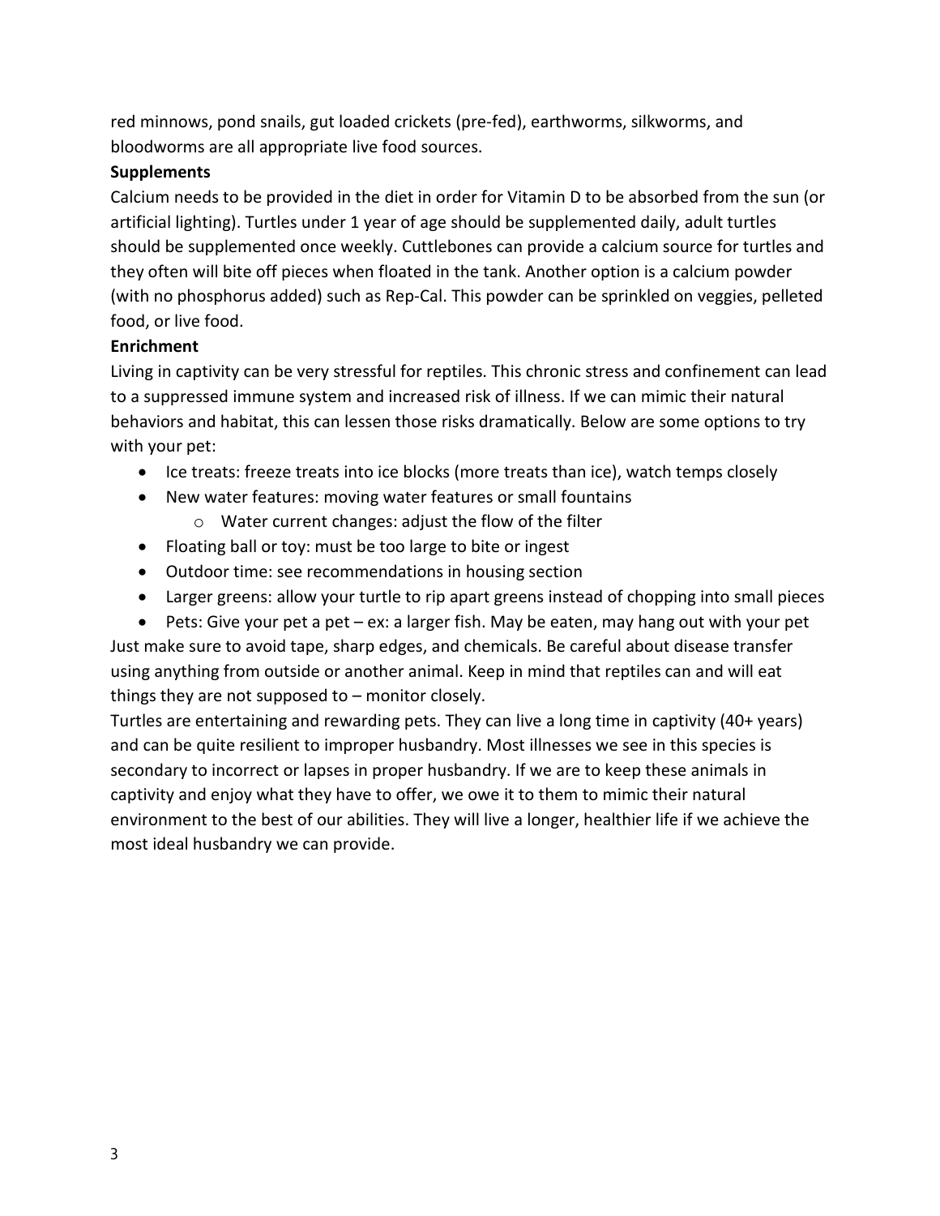red minnows, pond snails, gut loaded crickets (pre-fed), earthworms, silkworms, and bloodworms are all appropriate live food sources.

**Supplements**

Calcium needs to be provided in the diet in order for Vitamin D to be absorbed from the sun (or artificial lighting). Turtles under 1 year of age should be supplemented daily, adult turtles should be supplemented once weekly. Cuttlebones can provide a calcium source for turtles and they often will bite off pieces when floated in the tank. Another option is a calcium powder (with no phosphorus added) such as Rep-Cal. This powder can be sprinkled on veggies, pelleted food, or live food.

**Enrichment**

Living in captivity can be very stressful for reptiles. This chronic stress and confinement can lead to a suppressed immune system and increased risk of illness. If we can mimic their natural behaviors and habitat, this can lessen those risks dramatically. Below are some options to try with your pet:

- Ice treats: freeze treats into ice blocks (more treats than ice), watch temps closely
- New water features: moving water features or small fountains
    - Water current changes: adjust the flow of the filter
- Floating ball or toy: must be too large to bite or ingest
- Outdoor time: see recommendations in housing section
- Larger greens: allow your turtle to rip apart greens instead of chopping into small pieces
- Pets: Give your pet a pet – ex: a larger fish. May be eaten, may hang out with your pet

Just make sure to avoid tape, sharp edges, and chemicals. Be careful about disease transfer using anything from outside or another animal. Keep in mind that reptiles can and will eat things they are not supposed to – monitor closely.

Turtles are entertaining and rewarding pets. They can live a long time in captivity (40+ years) and can be quite resilient to improper husbandry. Most illnesses we see in this species is secondary to incorrect or lapses in proper husbandry. If we are to keep these animals in captivity and enjoy what they have to offer, we owe it to them to mimic their natural environment to the best of our abilities. They will live a longer, healthier life if we achieve the most ideal husbandry we can provide.